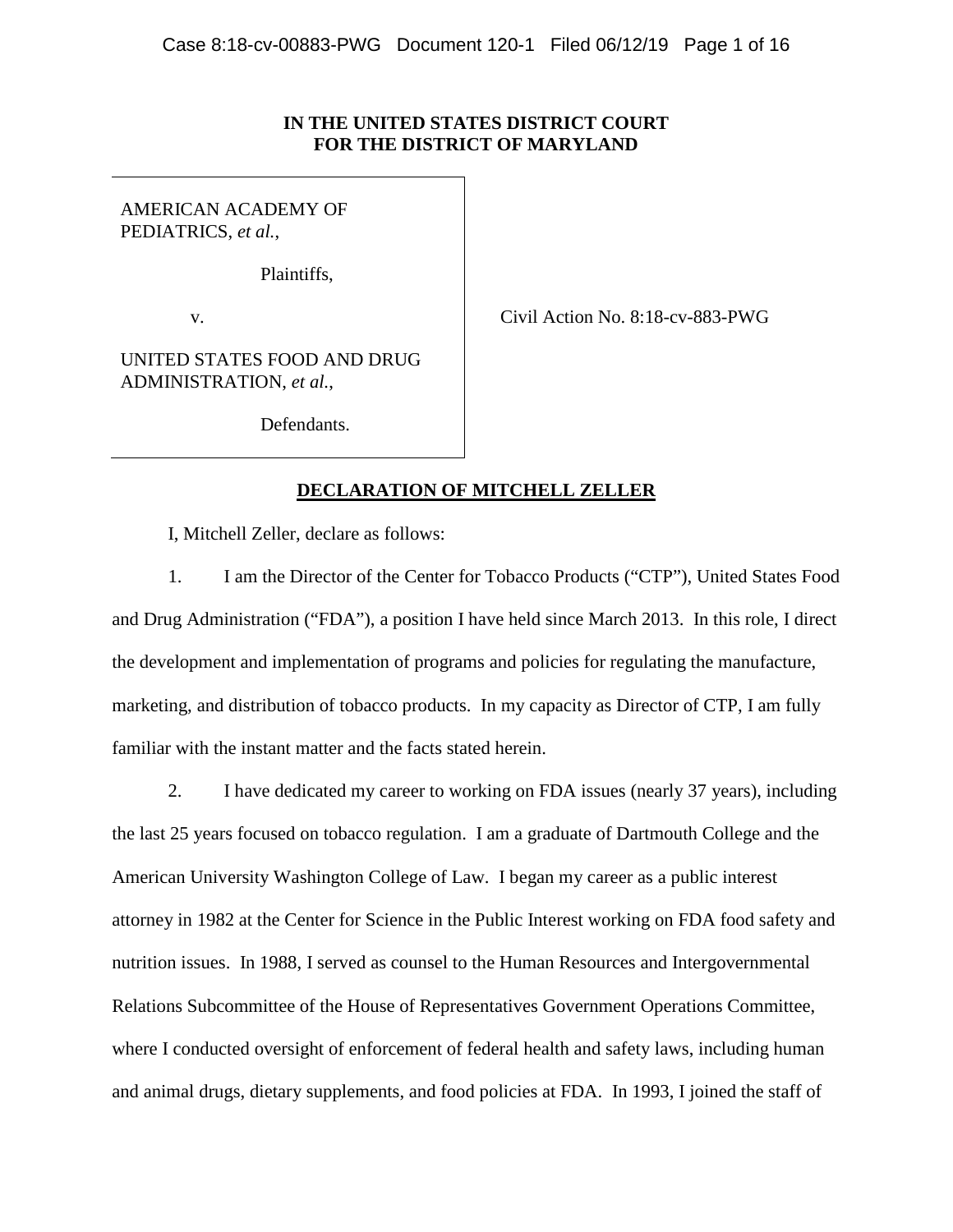**IN THE UNITED STATES DISTRICT COURT
FOR THE DISTRICT OF MARYLAND**

AMERICAN ACADEMY OF PEDIATRICS, *et al.*,

Plaintiffs,

v.

UNITED STATES FOOD AND DRUG ADMINISTRATION, *et al.*,

Defendants.

Civil Action No. 8:18-cv-883-PWG

## DECLARATION OF MITCHELL ZELLER

I, Mitchell Zeller, declare as follows:

1. I am the Director of the Center for Tobacco Products ("CTP"), United States Food and Drug Administration ("FDA"), a position I have held since March 2013. In this role, I direct the development and implementation of programs and policies for regulating the manufacture, marketing, and distribution of tobacco products. In my capacity as Director of CTP, I am fully familiar with the instant matter and the facts stated herein.

2. I have dedicated my career to working on FDA issues (nearly 37 years), including the last 25 years focused on tobacco regulation. I am a graduate of Dartmouth College and the American University Washington College of Law. I began my career as a public interest attorney in 1982 at the Center for Science in the Public Interest working on FDA food safety and nutrition issues. In 1988, I served as counsel to the Human Resources and Intergovernmental Relations Subcommittee of the House of Representatives Government Operations Committee, where I conducted oversight of enforcement of federal health and safety laws, including human and animal drugs, dietary supplements, and food policies at FDA. In 1993, I joined the staff of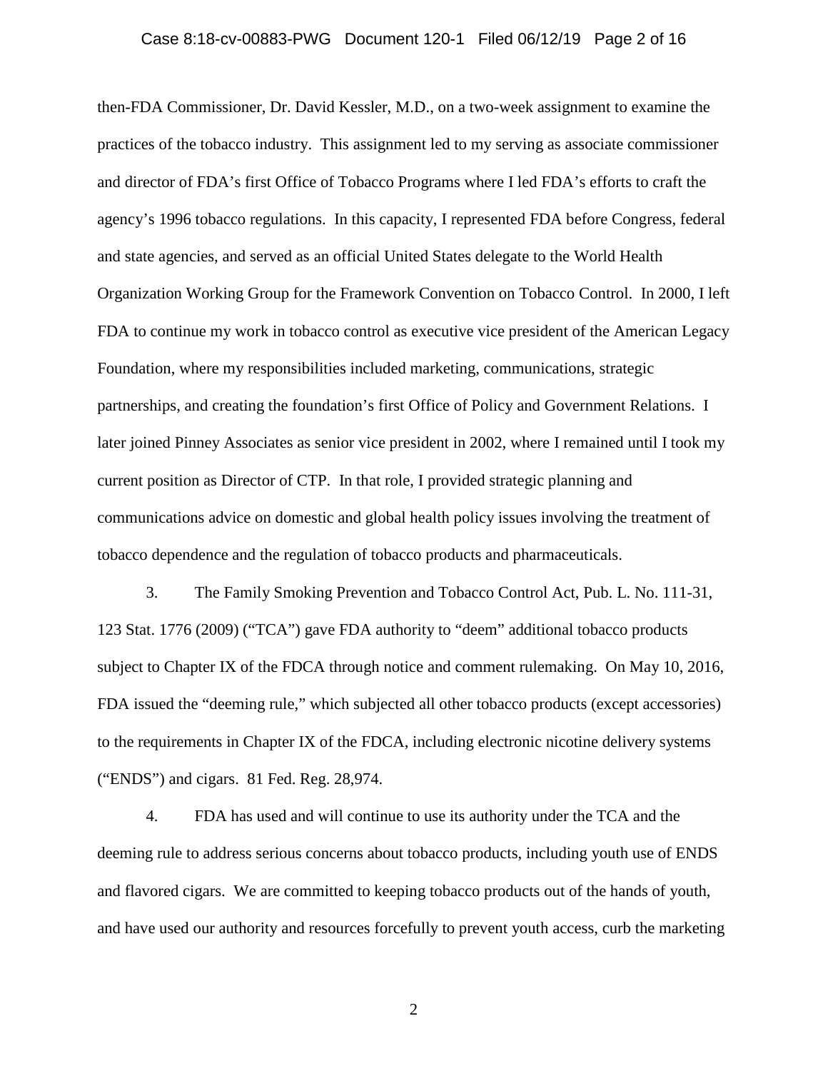then-FDA Commissioner, Dr. David Kessler, M.D., on a two-week assignment to examine the practices of the tobacco industry. This assignment led to my serving as associate commissioner and director of FDA's first Office of Tobacco Programs where I led FDA's efforts to craft the agency's 1996 tobacco regulations. In this capacity, I represented FDA before Congress, federal and state agencies, and served as an official United States delegate to the World Health Organization Working Group for the Framework Convention on Tobacco Control. In 2000, I left FDA to continue my work in tobacco control as executive vice president of the American Legacy Foundation, where my responsibilities included marketing, communications, strategic partnerships, and creating the foundation's first Office of Policy and Government Relations. I later joined Pinney Associates as senior vice president in 2002, where I remained until I took my current position as Director of CTP. In that role, I provided strategic planning and communications advice on domestic and global health policy issues involving the treatment of tobacco dependence and the regulation of tobacco products and pharmaceuticals.

3. The Family Smoking Prevention and Tobacco Control Act, Pub. L. No. 111-31, 123 Stat. 1776 (2009) ("TCA") gave FDA authority to "deem" additional tobacco products subject to Chapter IX of the FDCA through notice and comment rulemaking. On May 10, 2016, FDA issued the "deeming rule," which subjected all other tobacco products (except accessories) to the requirements in Chapter IX of the FDCA, including electronic nicotine delivery systems ("ENDS") and cigars. 81 Fed. Reg. 28,974.

4. FDA has used and will continue to use its authority under the TCA and the deeming rule to address serious concerns about tobacco products, including youth use of ENDS and flavored cigars. We are committed to keeping tobacco products out of the hands of youth, and have used our authority and resources forcefully to prevent youth access, curb the marketing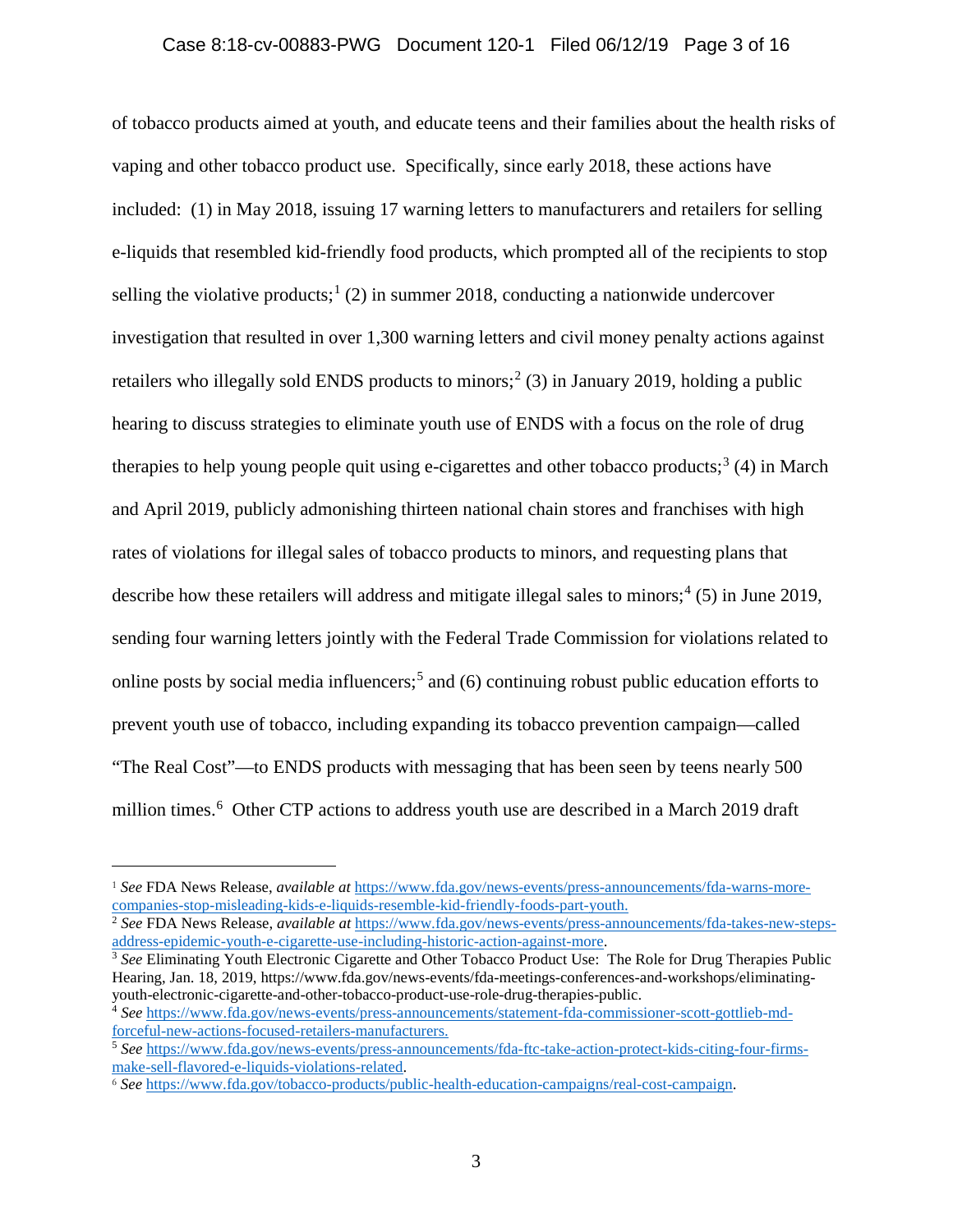of tobacco products aimed at youth, and educate teens and their families about the health risks of vaping and other tobacco product use. Specifically, since early 2018, these actions have included: (1) in May 2018, issuing 17 warning letters to manufacturers and retailers for selling e-liquids that resembled kid-friendly food products, which prompted all of the recipients to stop selling the violative products;[1] (2) in summer 2018, conducting a nationwide undercover investigation that resulted in over 1,300 warning letters and civil money penalty actions against retailers who illegally sold ENDS products to minors;[2] (3) in January 2019, holding a public hearing to discuss strategies to eliminate youth use of ENDS with a focus on the role of drug therapies to help young people quit using e-cigarettes and other tobacco products;[3] (4) in March and April 2019, publicly admonishing thirteen national chain stores and franchises with high rates of violations for illegal sales of tobacco products to minors, and requesting plans that describe how these retailers will address and mitigate illegal sales to minors;[4] (5) in June 2019, sending four warning letters jointly with the Federal Trade Commission for violations related to online posts by social media influencers;[5] and (6) continuing robust public education efforts to prevent youth use of tobacco, including expanding its tobacco prevention campaign—called "The Real Cost"—to ENDS products with messaging that has been seen by teens nearly 500 million times.[6] Other CTP actions to address youth use are described in a March 2019 draft

---

[1] *See* FDA News Release, *available at* https://www.fda.gov/news-events/press-announcements/fda-warns-more-companies-stop-misleading-kids-e-liquids-resemble-kid-friendly-foods-part-youth.

[2] *See* FDA News Release, *available at* https://www.fda.gov/news-events/press-announcements/fda-takes-new-steps-address-epidemic-youth-e-cigarette-use-including-historic-action-against-more.

[3] *See* Eliminating Youth Electronic Cigarette and Other Tobacco Product Use: The Role for Drug Therapies Public Hearing, Jan. 18, 2019, https://www.fda.gov/news-events/fda-meetings-conferences-and-workshops/eliminating-youth-electronic-cigarette-and-other-tobacco-product-use-role-drug-therapies-public.

[4] *See* https://www.fda.gov/news-events/press-announcements/statement-fda-commissioner-scott-gottlieb-md-forceful-new-actions-focused-retailers-manufacturers.

[5] *See* https://www.fda.gov/news-events/press-announcements/fda-ftc-take-action-protect-kids-citing-four-firms-make-sell-flavored-e-liquids-violations-related.

[6] *See* https://www.fda.gov/tobacco-products/public-health-education-campaigns/real-cost-campaign.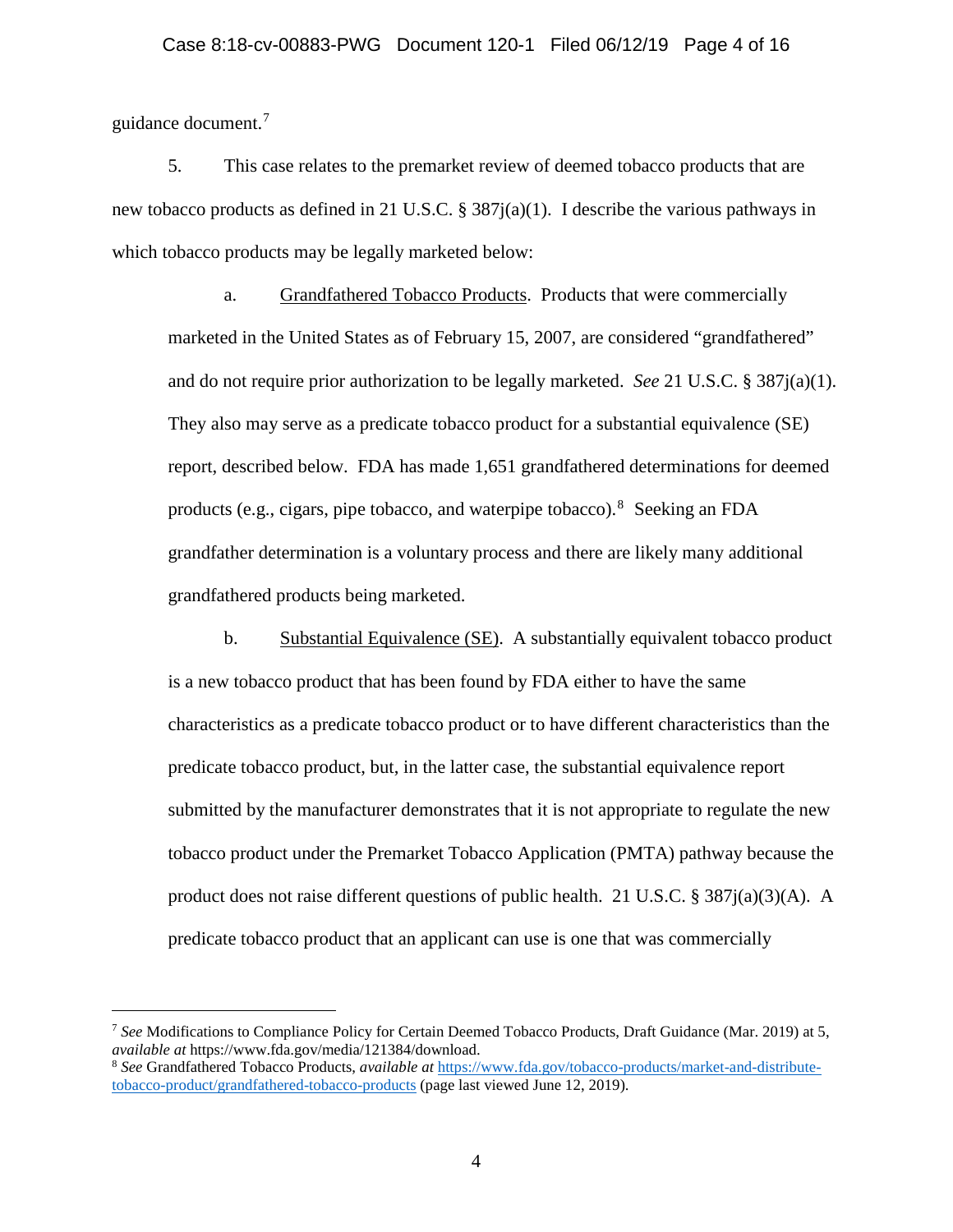guidance document.[7]

5. This case relates to the premarket review of deemed tobacco products that are new tobacco products as defined in 21 U.S.C. § 387j(a)(1). I describe the various pathways in which tobacco products may be legally marketed below:

a. Grandfathered Tobacco Products. Products that were commercially marketed in the United States as of February 15, 2007, are considered "grandfathered" and do not require prior authorization to be legally marketed. *See* 21 U.S.C. § 387j(a)(1). They also may serve as a predicate tobacco product for a substantial equivalence (SE) report, described below. FDA has made 1,651 grandfathered determinations for deemed products (e.g., cigars, pipe tobacco, and waterpipe tobacco).[8] Seeking an FDA grandfather determination is a voluntary process and there are likely many additional grandfathered products being marketed.

b. Substantial Equivalence (SE). A substantially equivalent tobacco product is a new tobacco product that has been found by FDA either to have the same characteristics as a predicate tobacco product or to have different characteristics than the predicate tobacco product, but, in the latter case, the substantial equivalence report submitted by the manufacturer demonstrates that it is not appropriate to regulate the new tobacco product under the Premarket Tobacco Application (PMTA) pathway because the product does not raise different questions of public health. 21 U.S.C. § 387j(a)(3)(A). A predicate tobacco product that an applicant can use is one that was commercially

---

[7] *See* Modifications to Compliance Policy for Certain Deemed Tobacco Products, Draft Guidance (Mar. 2019) at 5, *available at* https://www.fda.gov/media/121384/download.

[8] *See* Grandfathered Tobacco Products, *available at* https://www.fda.gov/tobacco-products/market-and-distribute-tobacco-product/grandfathered-tobacco-products (page last viewed June 12, 2019).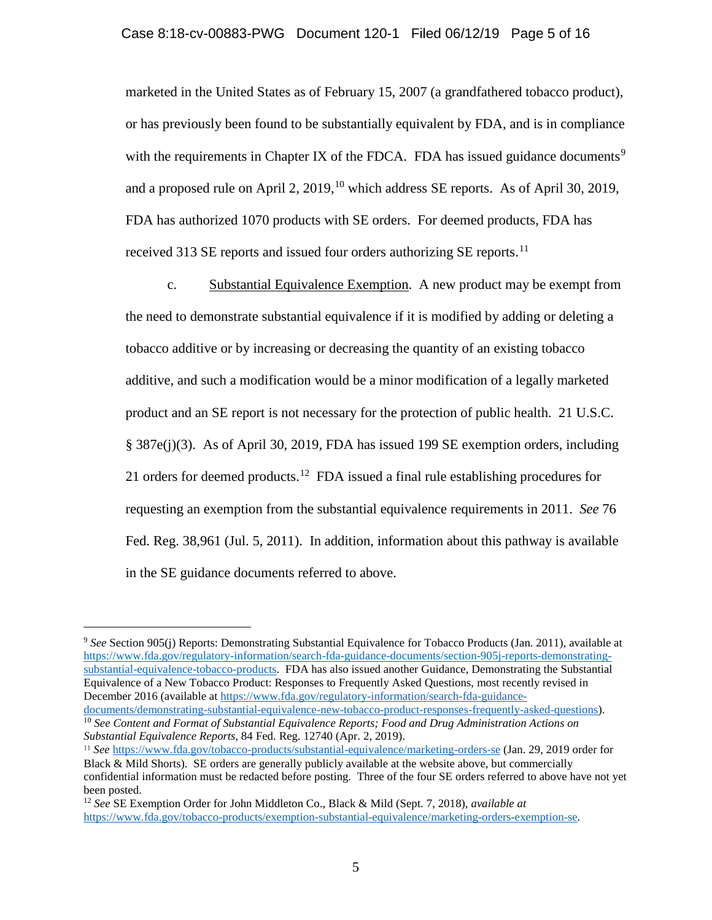marketed in the United States as of February 15, 2007 (a grandfathered tobacco product), or has previously been found to be substantially equivalent by FDA, and is in compliance with the requirements in Chapter IX of the FDCA. FDA has issued guidance documents[9] and a proposed rule on April 2, 2019,[10] which address SE reports. As of April 30, 2019, FDA has authorized 1070 products with SE orders. For deemed products, FDA has received 313 SE reports and issued four orders authorizing SE reports.[11]

c. Substantial Equivalence Exemption. A new product may be exempt from the need to demonstrate substantial equivalence if it is modified by adding or deleting a tobacco additive or by increasing or decreasing the quantity of an existing tobacco additive, and such a modification would be a minor modification of a legally marketed product and an SE report is not necessary for the protection of public health. 21 U.S.C. § 387e(j)(3). As of April 30, 2019, FDA has issued 199 SE exemption orders, including 21 orders for deemed products.[12] FDA issued a final rule establishing procedures for requesting an exemption from the substantial equivalence requirements in 2011. *See* 76 Fed. Reg. 38,961 (Jul. 5, 2011). In addition, information about this pathway is available in the SE guidance documents referred to above.

---

[9] *See* Section 905(j) Reports: Demonstrating Substantial Equivalence for Tobacco Products (Jan. 2011), available at https://www.fda.gov/regulatory-information/search-fda-guidance-documents/section-905j-reports-demonstrating-substantial-equivalence-tobacco-products. FDA has also issued another Guidance, Demonstrating the Substantial Equivalence of a New Tobacco Product: Responses to Frequently Asked Questions, most recently revised in December 2016 (available at https://www.fda.gov/regulatory-information/search-fda-guidance-documents/demonstrating-substantial-equivalence-new-tobacco-product-responses-frequently-asked-questions).

[10] *See Content and Format of Substantial Equivalence Reports; Food and Drug Administration Actions on Substantial Equivalence Reports*, 84 Fed. Reg. 12740 (Apr. 2, 2019).

[11] *See* https://www.fda.gov/tobacco-products/substantial-equivalence/marketing-orders-se (Jan. 29, 2019 order for Black & Mild Shorts). SE orders are generally publicly available at the website above, but commercially confidential information must be redacted before posting. Three of the four SE orders referred to above have not yet been posted.

[12] *See* SE Exemption Order for John Middleton Co., Black & Mild (Sept. 7, 2018), *available at* https://www.fda.gov/tobacco-products/exemption-substantial-equivalence/marketing-orders-exemption-se.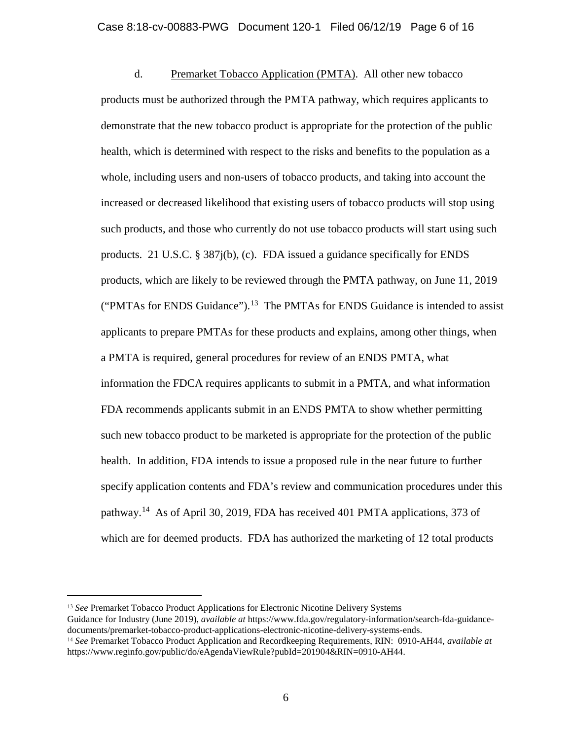d. Premarket Tobacco Application (PMTA). All other new tobacco products must be authorized through the PMTA pathway, which requires applicants to demonstrate that the new tobacco product is appropriate for the protection of the public health, which is determined with respect to the risks and benefits to the population as a whole, including users and non-users of tobacco products, and taking into account the increased or decreased likelihood that existing users of tobacco products will stop using such products, and those who currently do not use tobacco products will start using such products. 21 U.S.C. § 387j(b), (c). FDA issued a guidance specifically for ENDS products, which are likely to be reviewed through the PMTA pathway, on June 11, 2019 ("PMTAs for ENDS Guidance").[13] The PMTAs for ENDS Guidance is intended to assist applicants to prepare PMTAs for these products and explains, among other things, when a PMTA is required, general procedures for review of an ENDS PMTA, what information the FDCA requires applicants to submit in a PMTA, and what information FDA recommends applicants submit in an ENDS PMTA to show whether permitting such new tobacco product to be marketed is appropriate for the protection of the public health. In addition, FDA intends to issue a proposed rule in the near future to further specify application contents and FDA's review and communication procedures under this pathway.[14] As of April 30, 2019, FDA has received 401 PMTA applications, 373 of which are for deemed products. FDA has authorized the marketing of 12 total products

---

[13] *See* Premarket Tobacco Product Applications for Electronic Nicotine Delivery Systems Guidance for Industry (June 2019), *available at* https://www.fda.gov/regulatory-information/search-fda-guidance-documents/premarket-tobacco-product-applications-electronic-nicotine-delivery-systems-ends.

[14] *See* Premarket Tobacco Product Application and Recordkeeping Requirements, RIN: 0910-AH44, *available at* https://www.reginfo.gov/public/do/eAgendaViewRule?pubId=201904&RIN=0910-AH44.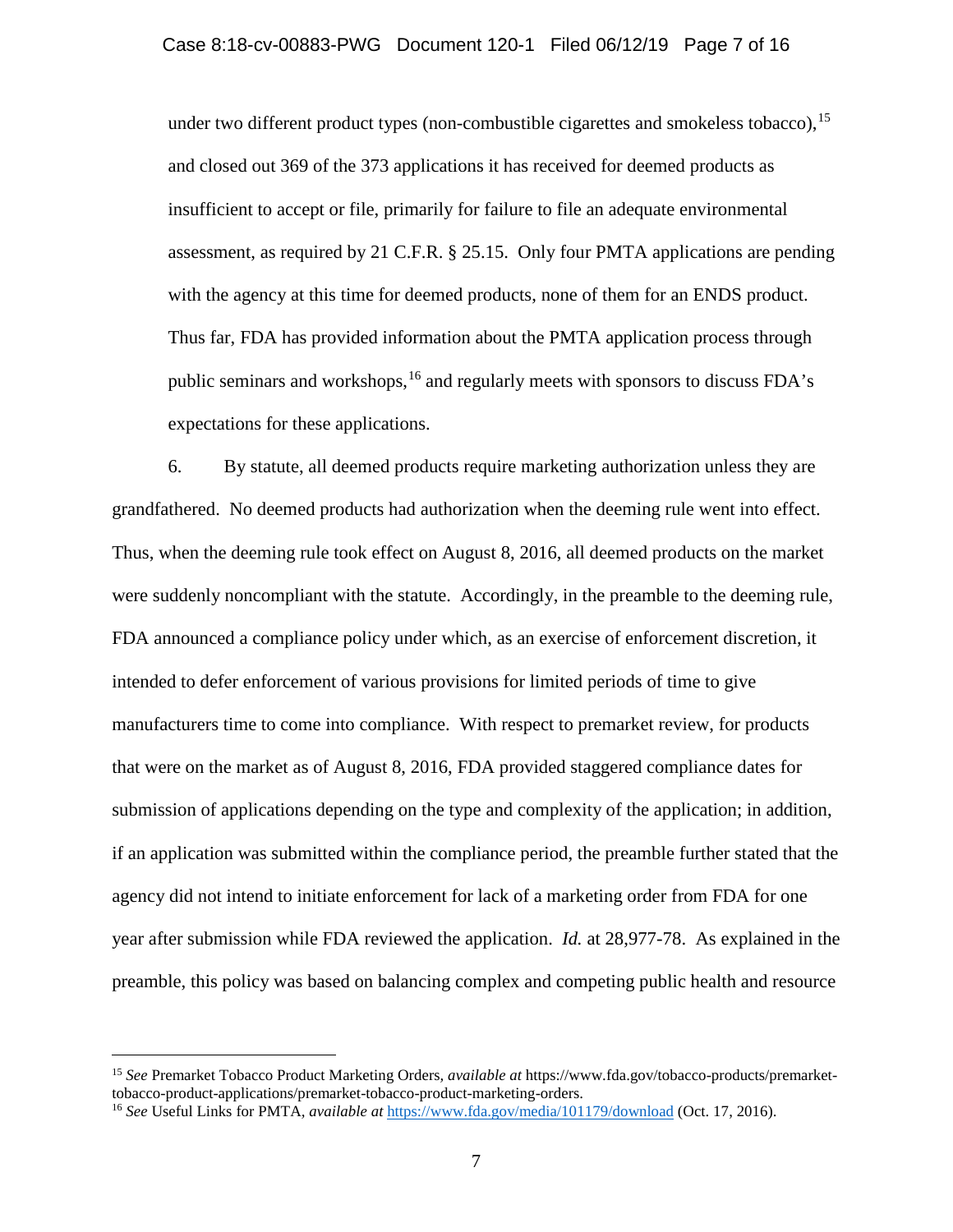under two different product types (non-combustible cigarettes and smokeless tobacco),[15] and closed out 369 of the 373 applications it has received for deemed products as insufficient to accept or file, primarily for failure to file an adequate environmental assessment, as required by 21 C.F.R. § 25.15. Only four PMTA applications are pending with the agency at this time for deemed products, none of them for an ENDS product. Thus far, FDA has provided information about the PMTA application process through public seminars and workshops,[16] and regularly meets with sponsors to discuss FDA's expectations for these applications.

6. By statute, all deemed products require marketing authorization unless they are grandfathered. No deemed products had authorization when the deeming rule went into effect. Thus, when the deeming rule took effect on August 8, 2016, all deemed products on the market were suddenly noncompliant with the statute. Accordingly, in the preamble to the deeming rule, FDA announced a compliance policy under which, as an exercise of enforcement discretion, it intended to defer enforcement of various provisions for limited periods of time to give manufacturers time to come into compliance. With respect to premarket review, for products that were on the market as of August 8, 2016, FDA provided staggered compliance dates for submission of applications depending on the type and complexity of the application; in addition, if an application was submitted within the compliance period, the preamble further stated that the agency did not intend to initiate enforcement for lack of a marketing order from FDA for one year after submission while FDA reviewed the application. *Id.* at 28,977-78. As explained in the preamble, this policy was based on balancing complex and competing public health and resource

---

[15] *See* Premarket Tobacco Product Marketing Orders, *available at* https://www.fda.gov/tobacco-products/premarket-tobacco-product-applications/premarket-tobacco-product-marketing-orders.

[16] *See* Useful Links for PMTA, *available at* https://www.fda.gov/media/101179/download (Oct. 17, 2016).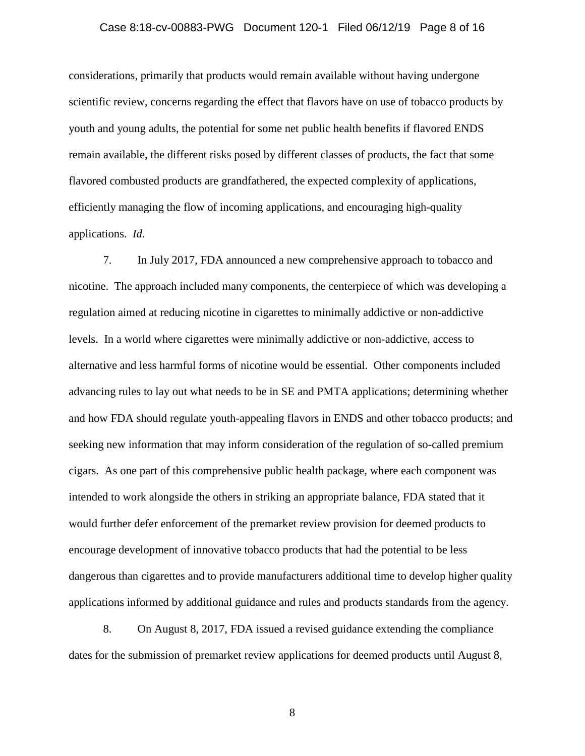considerations, primarily that products would remain available without having undergone scientific review, concerns regarding the effect that flavors have on use of tobacco products by youth and young adults, the potential for some net public health benefits if flavored ENDS remain available, the different risks posed by different classes of products, the fact that some flavored combusted products are grandfathered, the expected complexity of applications, efficiently managing the flow of incoming applications, and encouraging high-quality applications. *Id.*

7. In July 2017, FDA announced a new comprehensive approach to tobacco and nicotine. The approach included many components, the centerpiece of which was developing a regulation aimed at reducing nicotine in cigarettes to minimally addictive or non-addictive levels. In a world where cigarettes were minimally addictive or non-addictive, access to alternative and less harmful forms of nicotine would be essential. Other components included advancing rules to lay out what needs to be in SE and PMTA applications; determining whether and how FDA should regulate youth-appealing flavors in ENDS and other tobacco products; and seeking new information that may inform consideration of the regulation of so-called premium cigars. As one part of this comprehensive public health package, where each component was intended to work alongside the others in striking an appropriate balance, FDA stated that it would further defer enforcement of the premarket review provision for deemed products to encourage development of innovative tobacco products that had the potential to be less dangerous than cigarettes and to provide manufacturers additional time to develop higher quality applications informed by additional guidance and rules and products standards from the agency.

8. On August 8, 2017, FDA issued a revised guidance extending the compliance dates for the submission of premarket review applications for deemed products until August 8,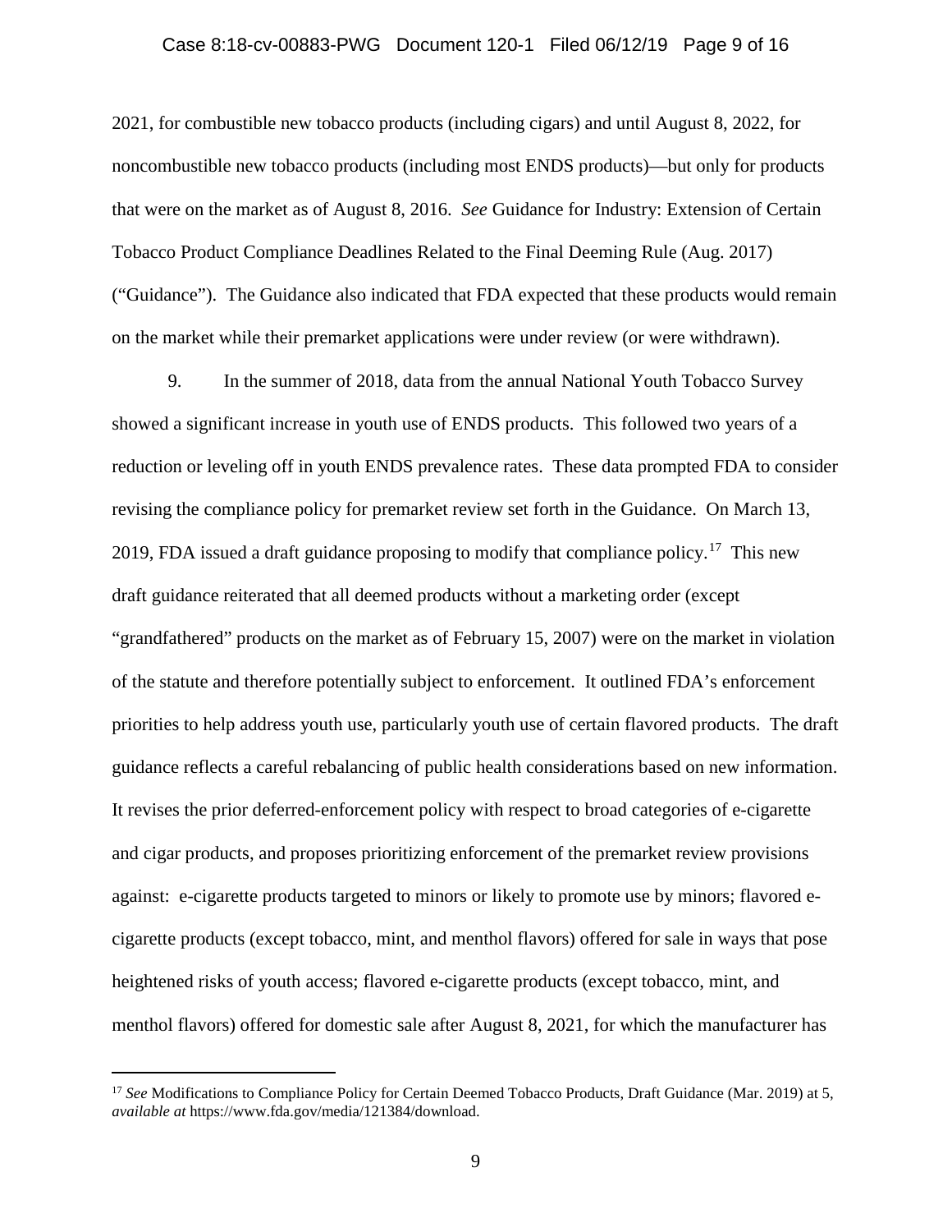2021, for combustible new tobacco products (including cigars) and until August 8, 2022, for noncombustible new tobacco products (including most ENDS products)—but only for products that were on the market as of August 8, 2016. *See* Guidance for Industry: Extension of Certain Tobacco Product Compliance Deadlines Related to the Final Deeming Rule (Aug. 2017) ("Guidance"). The Guidance also indicated that FDA expected that these products would remain on the market while their premarket applications were under review (or were withdrawn).

9. In the summer of 2018, data from the annual National Youth Tobacco Survey showed a significant increase in youth use of ENDS products. This followed two years of a reduction or leveling off in youth ENDS prevalence rates. These data prompted FDA to consider revising the compliance policy for premarket review set forth in the Guidance. On March 13, 2019, FDA issued a draft guidance proposing to modify that compliance policy.[17] This new draft guidance reiterated that all deemed products without a marketing order (except "grandfathered" products on the market as of February 15, 2007) were on the market in violation of the statute and therefore potentially subject to enforcement. It outlined FDA's enforcement priorities to help address youth use, particularly youth use of certain flavored products. The draft guidance reflects a careful rebalancing of public health considerations based on new information. It revises the prior deferred-enforcement policy with respect to broad categories of e-cigarette and cigar products, and proposes prioritizing enforcement of the premarket review provisions against: e-cigarette products targeted to minors or likely to promote use by minors; flavored e-cigarette products (except tobacco, mint, and menthol flavors) offered for sale in ways that pose heightened risks of youth access; flavored e-cigarette products (except tobacco, mint, and menthol flavors) offered for domestic sale after August 8, 2021, for which the manufacturer has

---

[17] *See* Modifications to Compliance Policy for Certain Deemed Tobacco Products, Draft Guidance (Mar. 2019) at 5, *available at* https://www.fda.gov/media/121384/download.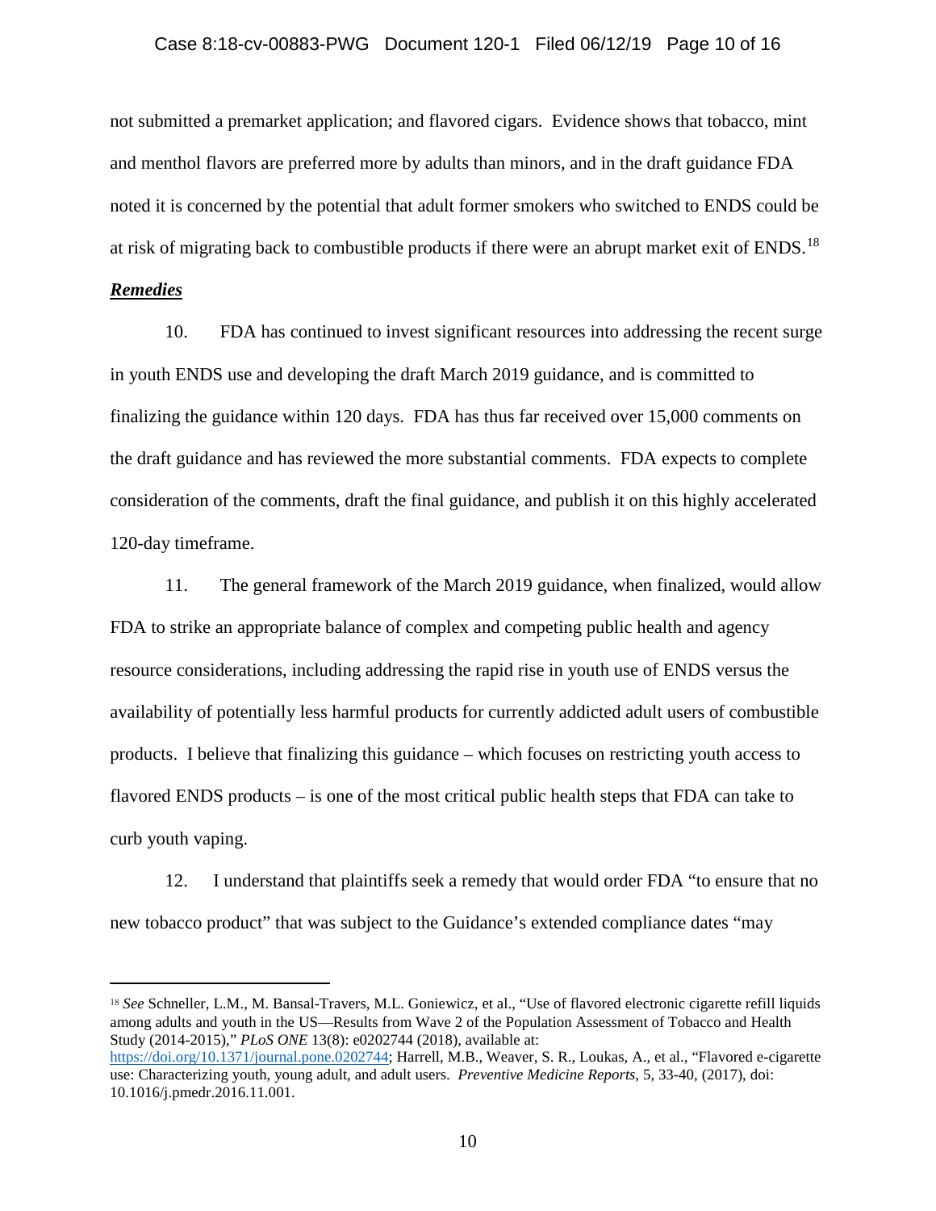not submitted a premarket application; and flavored cigars. Evidence shows that tobacco, mint and menthol flavors are preferred more by adults than minors, and in the draft guidance FDA noted it is concerned by the potential that adult former smokers who switched to ENDS could be at risk of migrating back to combustible products if there were an abrupt market exit of ENDS.[18]

***Remedies***

10. FDA has continued to invest significant resources into addressing the recent surge in youth ENDS use and developing the draft March 2019 guidance, and is committed to finalizing the guidance within 120 days. FDA has thus far received over 15,000 comments on the draft guidance and has reviewed the more substantial comments. FDA expects to complete consideration of the comments, draft the final guidance, and publish it on this highly accelerated 120-day timeframe.

11. The general framework of the March 2019 guidance, when finalized, would allow FDA to strike an appropriate balance of complex and competing public health and agency resource considerations, including addressing the rapid rise in youth use of ENDS versus the availability of potentially less harmful products for currently addicted adult users of combustible products. I believe that finalizing this guidance – which focuses on restricting youth access to flavored ENDS products – is one of the most critical public health steps that FDA can take to curb youth vaping.

12. I understand that plaintiffs seek a remedy that would order FDA "to ensure that no new tobacco product" that was subject to the Guidance's extended compliance dates "may

---

[18] *See* Schneller, L.M., M. Bansal-Travers, M.L. Goniewicz, et al., "Use of flavored electronic cigarette refill liquids among adults and youth in the US—Results from Wave 2 of the Population Assessment of Tobacco and Health Study (2014-2015)," *PLoS ONE* 13(8): e0202744 (2018), available at: https://doi.org/10.1371/journal.pone.0202744; Harrell, M.B., Weaver, S. R., Loukas, A., et al., "Flavored e-cigarette use: Characterizing youth, young adult, and adult users. *Preventive Medicine Reports*, 5, 33-40, (2017), doi: 10.1016/j.pmedr.2016.11.001.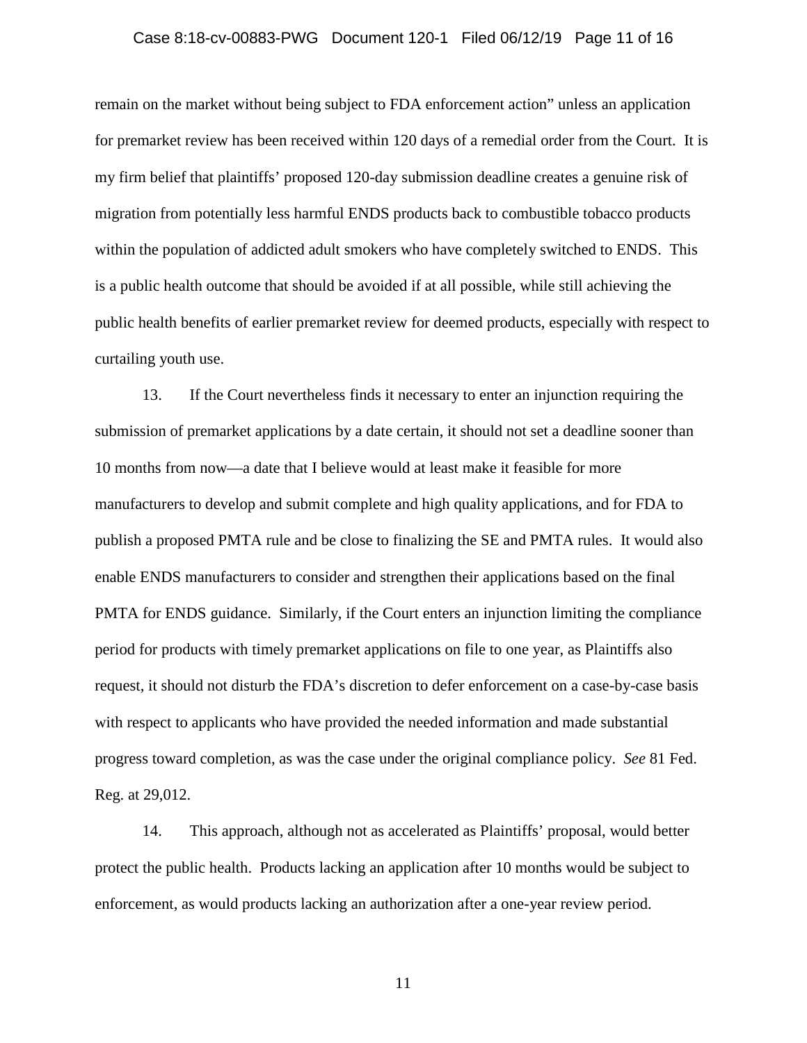remain on the market without being subject to FDA enforcement action" unless an application for premarket review has been received within 120 days of a remedial order from the Court. It is my firm belief that plaintiffs' proposed 120-day submission deadline creates a genuine risk of migration from potentially less harmful ENDS products back to combustible tobacco products within the population of addicted adult smokers who have completely switched to ENDS. This is a public health outcome that should be avoided if at all possible, while still achieving the public health benefits of earlier premarket review for deemed products, especially with respect to curtailing youth use.

13. If the Court nevertheless finds it necessary to enter an injunction requiring the submission of premarket applications by a date certain, it should not set a deadline sooner than 10 months from now—a date that I believe would at least make it feasible for more manufacturers to develop and submit complete and high quality applications, and for FDA to publish a proposed PMTA rule and be close to finalizing the SE and PMTA rules. It would also enable ENDS manufacturers to consider and strengthen their applications based on the final PMTA for ENDS guidance. Similarly, if the Court enters an injunction limiting the compliance period for products with timely premarket applications on file to one year, as Plaintiffs also request, it should not disturb the FDA's discretion to defer enforcement on a case-by-case basis with respect to applicants who have provided the needed information and made substantial progress toward completion, as was the case under the original compliance policy. *See* 81 Fed. Reg. at 29,012.

14. This approach, although not as accelerated as Plaintiffs' proposal, would better protect the public health. Products lacking an application after 10 months would be subject to enforcement, as would products lacking an authorization after a one-year review period.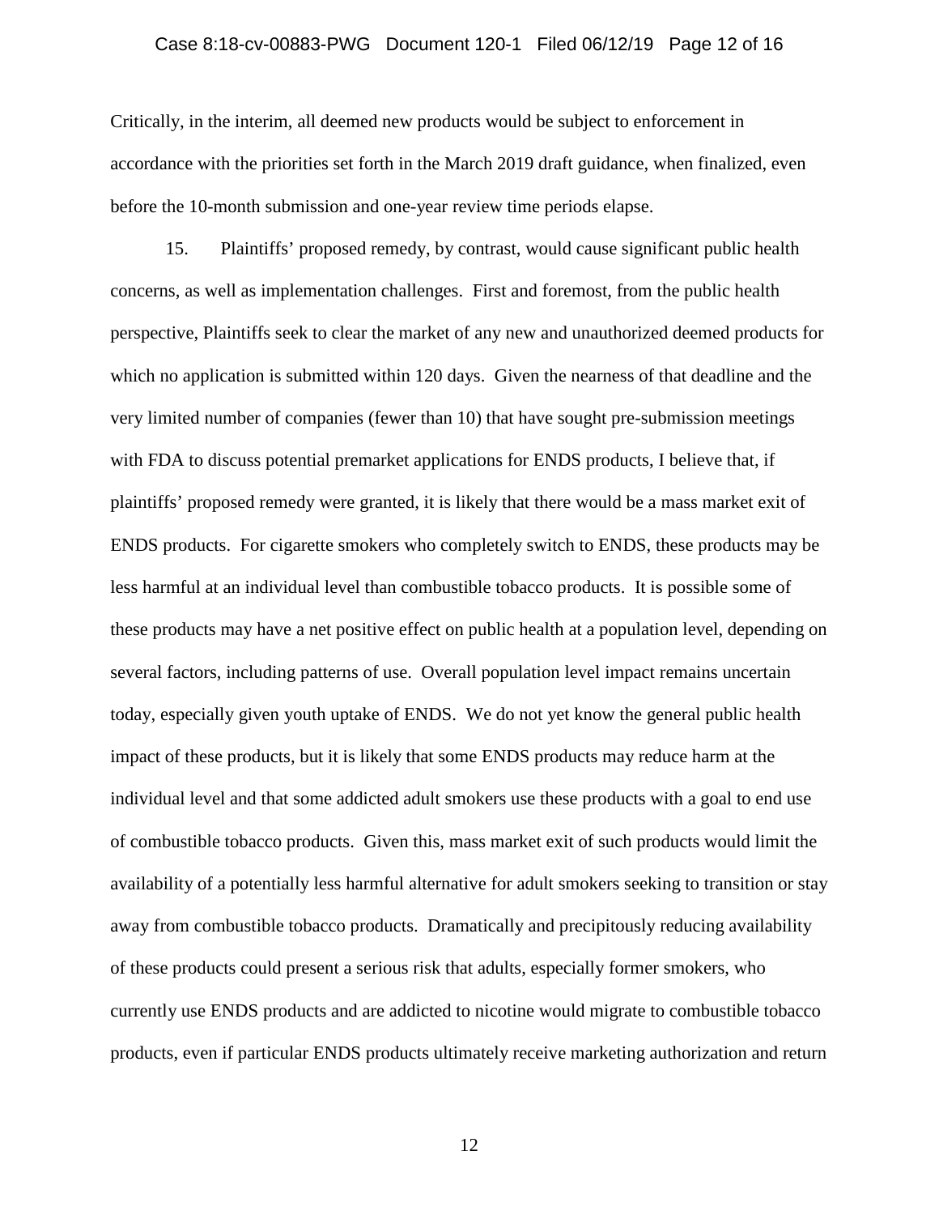Critically, in the interim, all deemed new products would be subject to enforcement in accordance with the priorities set forth in the March 2019 draft guidance, when finalized, even before the 10-month submission and one-year review time periods elapse.

15. Plaintiffs' proposed remedy, by contrast, would cause significant public health concerns, as well as implementation challenges. First and foremost, from the public health perspective, Plaintiffs seek to clear the market of any new and unauthorized deemed products for which no application is submitted within 120 days. Given the nearness of that deadline and the very limited number of companies (fewer than 10) that have sought pre-submission meetings with FDA to discuss potential premarket applications for ENDS products, I believe that, if plaintiffs' proposed remedy were granted, it is likely that there would be a mass market exit of ENDS products. For cigarette smokers who completely switch to ENDS, these products may be less harmful at an individual level than combustible tobacco products. It is possible some of these products may have a net positive effect on public health at a population level, depending on several factors, including patterns of use. Overall population level impact remains uncertain today, especially given youth uptake of ENDS. We do not yet know the general public health impact of these products, but it is likely that some ENDS products may reduce harm at the individual level and that some addicted adult smokers use these products with a goal to end use of combustible tobacco products. Given this, mass market exit of such products would limit the availability of a potentially less harmful alternative for adult smokers seeking to transition or stay away from combustible tobacco products. Dramatically and precipitously reducing availability of these products could present a serious risk that adults, especially former smokers, who currently use ENDS products and are addicted to nicotine would migrate to combustible tobacco products, even if particular ENDS products ultimately receive marketing authorization and return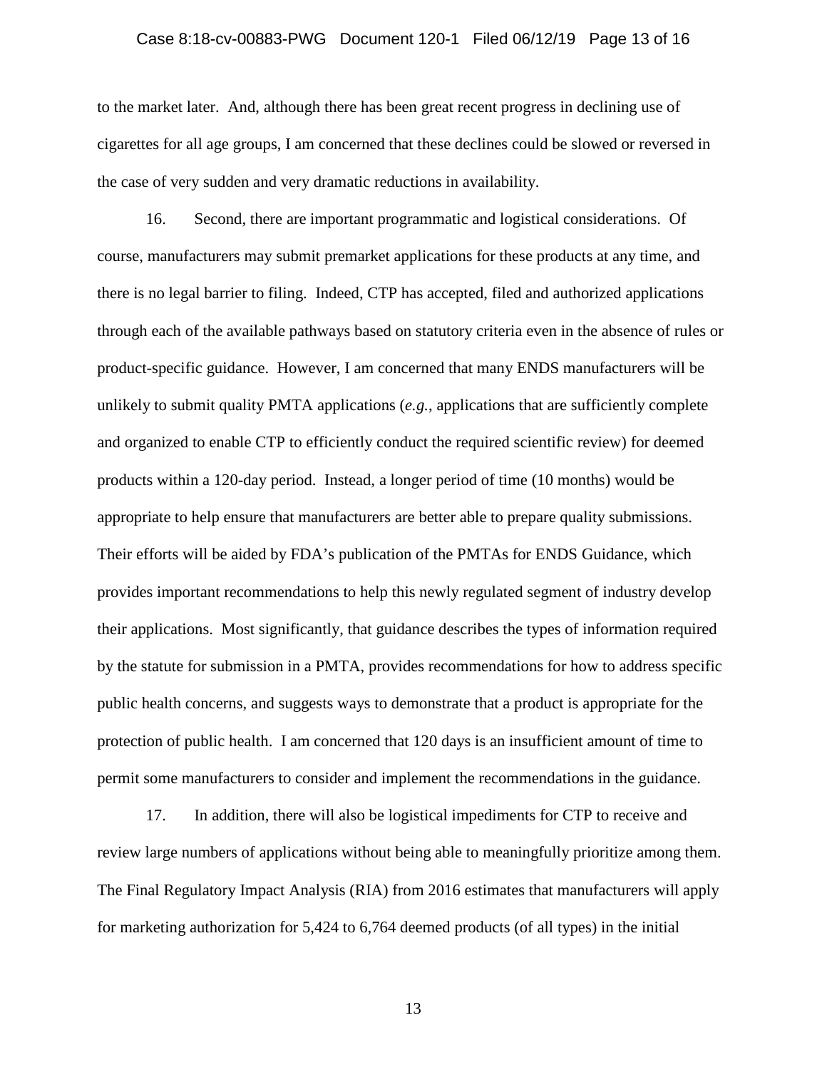to the market later. And, although there has been great recent progress in declining use of cigarettes for all age groups, I am concerned that these declines could be slowed or reversed in the case of very sudden and very dramatic reductions in availability.

16. Second, there are important programmatic and logistical considerations. Of course, manufacturers may submit premarket applications for these products at any time, and there is no legal barrier to filing. Indeed, CTP has accepted, filed and authorized applications through each of the available pathways based on statutory criteria even in the absence of rules or product-specific guidance. However, I am concerned that many ENDS manufacturers will be unlikely to submit quality PMTA applications (*e.g.*, applications that are sufficiently complete and organized to enable CTP to efficiently conduct the required scientific review) for deemed products within a 120-day period. Instead, a longer period of time (10 months) would be appropriate to help ensure that manufacturers are better able to prepare quality submissions. Their efforts will be aided by FDA's publication of the PMTAs for ENDS Guidance, which provides important recommendations to help this newly regulated segment of industry develop their applications. Most significantly, that guidance describes the types of information required by the statute for submission in a PMTA, provides recommendations for how to address specific public health concerns, and suggests ways to demonstrate that a product is appropriate for the protection of public health. I am concerned that 120 days is an insufficient amount of time to permit some manufacturers to consider and implement the recommendations in the guidance.

17. In addition, there will also be logistical impediments for CTP to receive and review large numbers of applications without being able to meaningfully prioritize among them. The Final Regulatory Impact Analysis (RIA) from 2016 estimates that manufacturers will apply for marketing authorization for 5,424 to 6,764 deemed products (of all types) in the initial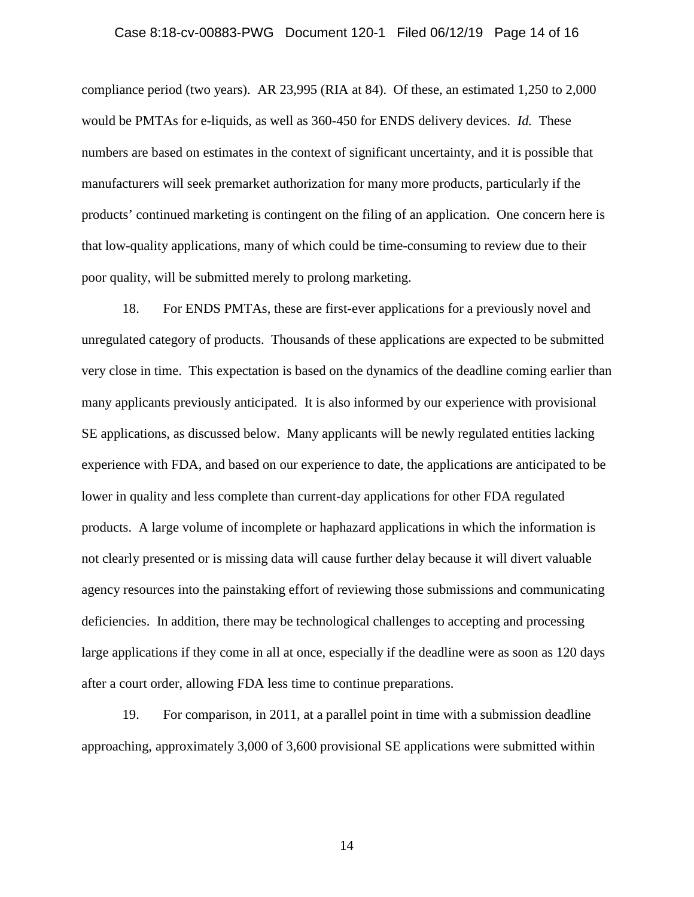compliance period (two years). AR 23,995 (RIA at 84). Of these, an estimated 1,250 to 2,000 would be PMTAs for e-liquids, as well as 360-450 for ENDS delivery devices. *Id.* These numbers are based on estimates in the context of significant uncertainty, and it is possible that manufacturers will seek premarket authorization for many more products, particularly if the products' continued marketing is contingent on the filing of an application. One concern here is that low-quality applications, many of which could be time-consuming to review due to their poor quality, will be submitted merely to prolong marketing.

18. For ENDS PMTAs, these are first-ever applications for a previously novel and unregulated category of products. Thousands of these applications are expected to be submitted very close in time. This expectation is based on the dynamics of the deadline coming earlier than many applicants previously anticipated. It is also informed by our experience with provisional SE applications, as discussed below. Many applicants will be newly regulated entities lacking experience with FDA, and based on our experience to date, the applications are anticipated to be lower in quality and less complete than current-day applications for other FDA regulated products. A large volume of incomplete or haphazard applications in which the information is not clearly presented or is missing data will cause further delay because it will divert valuable agency resources into the painstaking effort of reviewing those submissions and communicating deficiencies. In addition, there may be technological challenges to accepting and processing large applications if they come in all at once, especially if the deadline were as soon as 120 days after a court order, allowing FDA less time to continue preparations.

19. For comparison, in 2011, at a parallel point in time with a submission deadline approaching, approximately 3,000 of 3,600 provisional SE applications were submitted within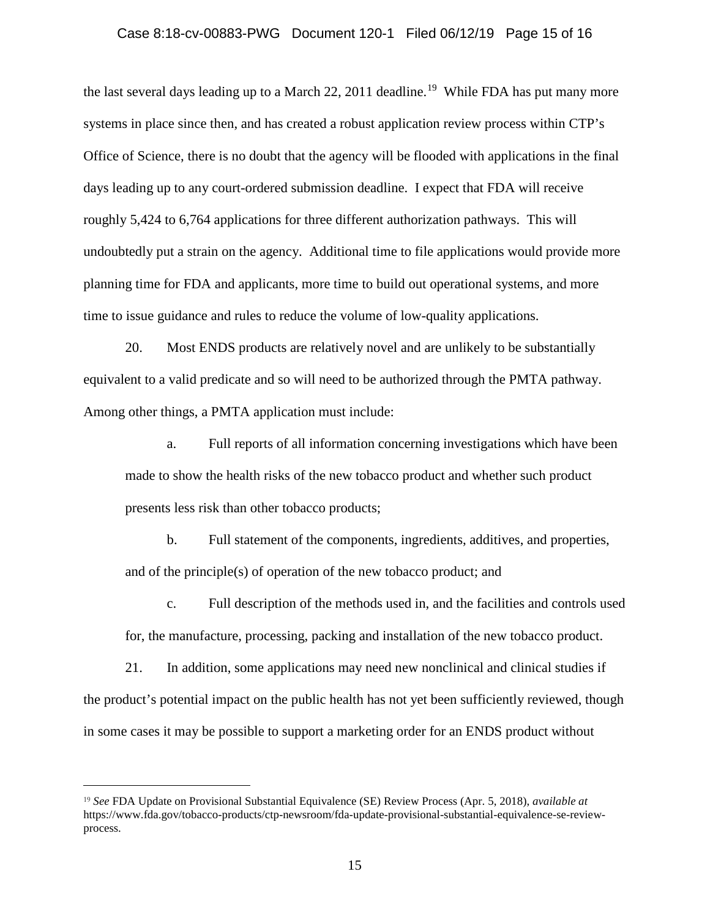the last several days leading up to a March 22, 2011 deadline.[19] While FDA has put many more systems in place since then, and has created a robust application review process within CTP's Office of Science, there is no doubt that the agency will be flooded with applications in the final days leading up to any court-ordered submission deadline. I expect that FDA will receive roughly 5,424 to 6,764 applications for three different authorization pathways. This will undoubtedly put a strain on the agency. Additional time to file applications would provide more planning time for FDA and applicants, more time to build out operational systems, and more time to issue guidance and rules to reduce the volume of low-quality applications.

20. Most ENDS products are relatively novel and are unlikely to be substantially equivalent to a valid predicate and so will need to be authorized through the PMTA pathway. Among other things, a PMTA application must include:

> a. Full reports of all information concerning investigations which have been made to show the health risks of the new tobacco product and whether such product presents less risk than other tobacco products;
>
> b. Full statement of the components, ingredients, additives, and properties, and of the principle(s) of operation of the new tobacco product; and
>
> c. Full description of the methods used in, and the facilities and controls used for, the manufacture, processing, packing and installation of the new tobacco product.

21. In addition, some applications may need new nonclinical and clinical studies if the product's potential impact on the public health has not yet been sufficiently reviewed, though in some cases it may be possible to support a marketing order for an ENDS product without

---

[19] *See* FDA Update on Provisional Substantial Equivalence (SE) Review Process (Apr. 5, 2018), *available at* https://www.fda.gov/tobacco-products/ctp-newsroom/fda-update-provisional-substantial-equivalence-se-review-process.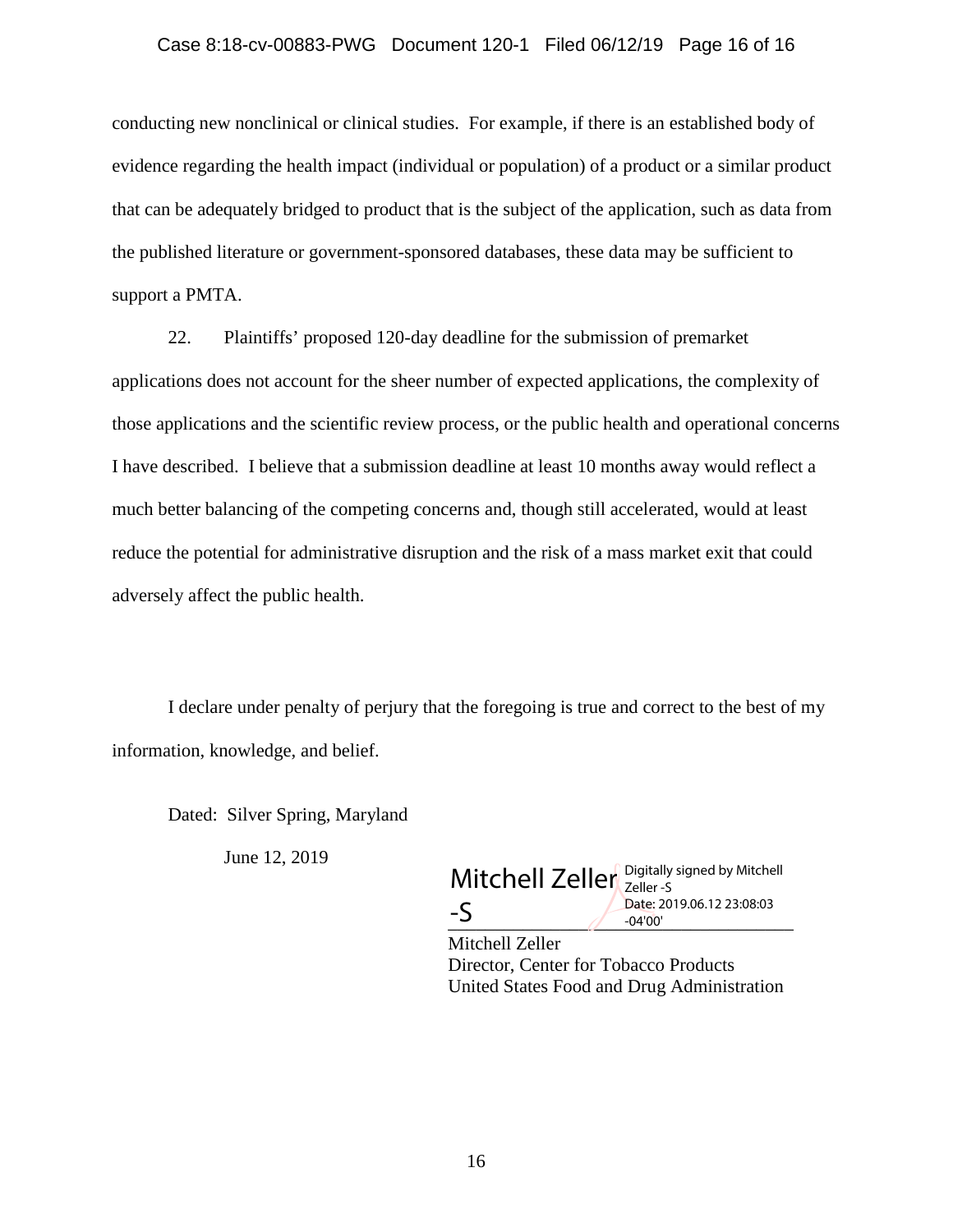conducting new nonclinical or clinical studies. For example, if there is an established body of evidence regarding the health impact (individual or population) of a product or a similar product that can be adequately bridged to product that is the subject of the application, such as data from the published literature or government-sponsored databases, these data may be sufficient to support a PMTA.

22. Plaintiffs' proposed 120-day deadline for the submission of premarket applications does not account for the sheer number of expected applications, the complexity of those applications and the scientific review process, or the public health and operational concerns I have described. I believe that a submission deadline at least 10 months away would reflect a much better balancing of the competing concerns and, though still accelerated, would at least reduce the potential for administrative disruption and the risk of a mass market exit that could adversely affect the public health.

I declare under penalty of perjury that the foregoing is true and correct to the best of my information, knowledge, and belief.

Dated: Silver Spring, Maryland

June 12, 2019

Mitchell Zeller -S
Digitally signed by Mitchell Zeller -S
Date: 2019.06.12 23:08:03 -04'00'

Mitchell Zeller
Director, Center for Tobacco Products
United States Food and Drug Administration